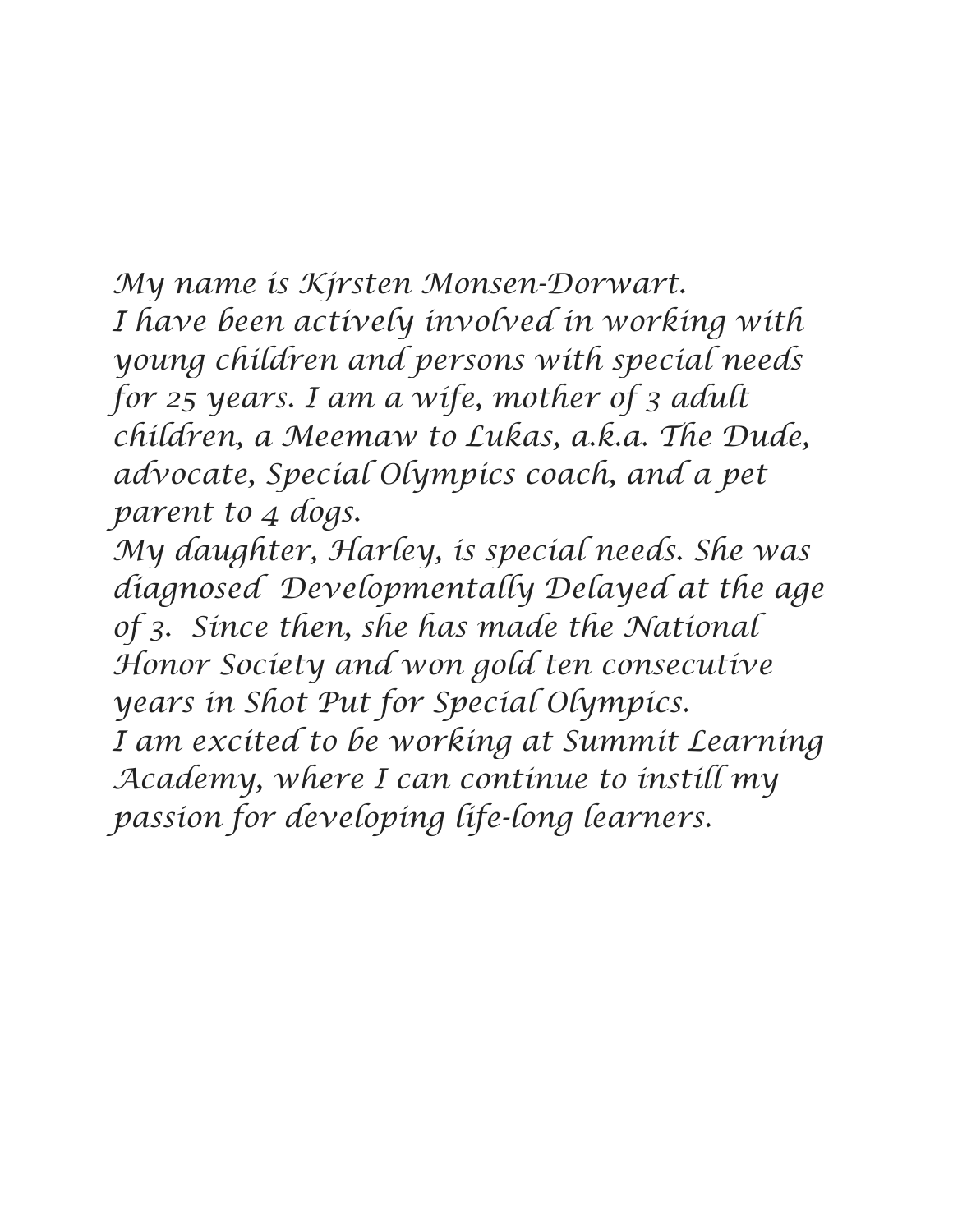My name is Kjrsten Monsen-Dorwart.
I have been actively involved in working with young children and persons with special needs for 25 years. I am a wife, mother of 3 adult children, a Meemaw to Lukas, a.k.a. The Dude, advocate, Special Olympics coach, and a pet parent to 4 dogs.
My daughter, Harley, is special needs. She was diagnosed Developmentally Delayed at the age of 3. Since then, she has made the National Honor Society and won gold ten consecutive years in Shot Put for Special Olympics.
I am excited to be working at Summit Learning Academy, where I can continue to instill my passion for developing life-long learners.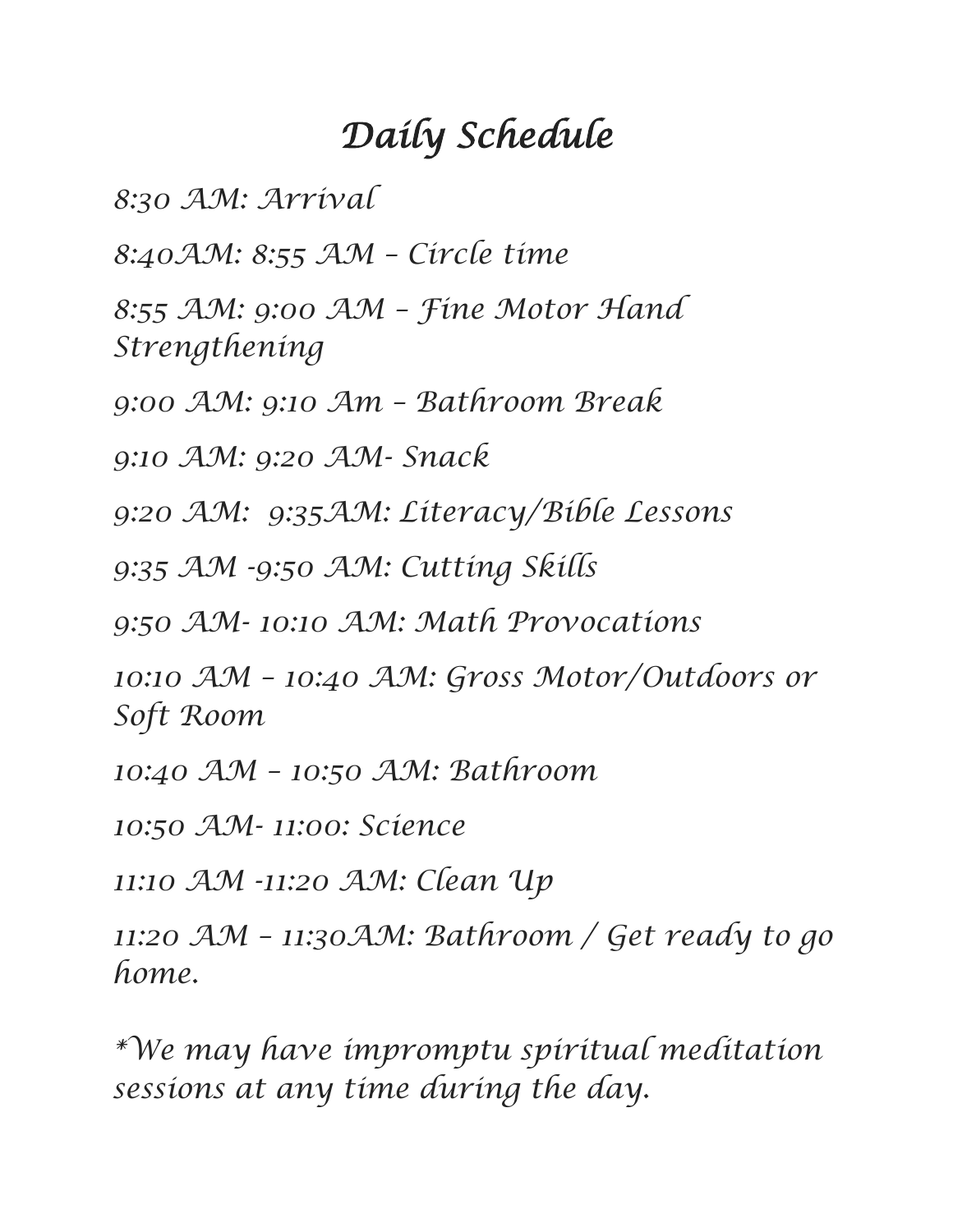# *Daily Schedule*

*8:30 AM: Arrival*

*8:40AM: 8:55 AM – Circle time*

*8:55 AM: 9:00 AM – Fine Motor Hand Strengthening*

*9:00 AM: 9:10 Am – Bathroom Break*

*9:10 AM: 9:20 AM- Snack*

*9:20 AM:  9:35AM: Literacy/Bible Lessons*

*9:35 AM -9:50 AM: Cutting Skills*

*9:50 AM- 10:10 AM: Math Provocations*

*10:10 AM – 10:40 AM: Gross Motor/Outdoors or Soft Room*

*10:40 AM – 10:50 AM: Bathroom*

*10:50 AM- 11:00: Science*

*11:10 AM -11:20 AM: Clean Up*

*11:20 AM – 11:30AM: Bathroom / Get ready to go home.*

*\*We may have impromptu spiritual meditation sessions at any time during the day.*